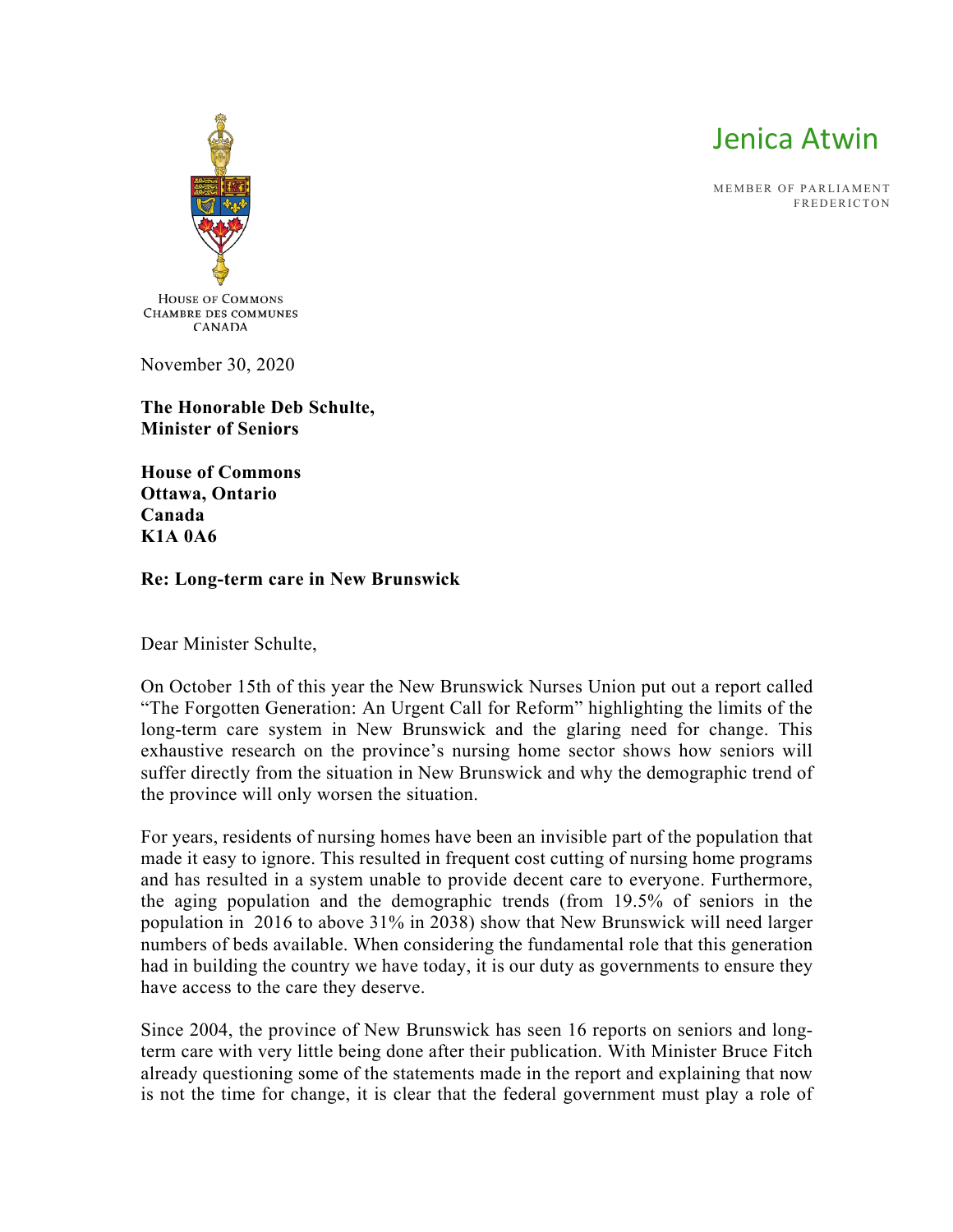HOUSE OF COMMONS
CHAMBRE DES COMMUNES
CANADA

Jenica Atwin

MEMBER OF PARLIAMENT
FREDERICTON

November 30, 2020

**The Honorable Deb Schulte,**
**Minister of Seniors**

**House of Commons**
**Ottawa, Ontario**
**Canada**
**K1A 0A6**

**Re: Long-term care in New Brunswick**

Dear Minister Schulte,

On October 15th of this year the New Brunswick Nurses Union put out a report called "The Forgotten Generation: An Urgent Call for Reform" highlighting the limits of the long-term care system in New Brunswick and the glaring need for change. This exhaustive research on the province's nursing home sector shows how seniors will suffer directly from the situation in New Brunswick and why the demographic trend of the province will only worsen the situation.

For years, residents of nursing homes have been an invisible part of the population that made it easy to ignore. This resulted in frequent cost cutting of nursing home programs and has resulted in a system unable to provide decent care to everyone. Furthermore, the aging population and the demographic trends (from 19.5% of seniors in the population in 2016 to above 31% in 2038) show that New Brunswick will need larger numbers of beds available. When considering the fundamental role that this generation had in building the country we have today, it is our duty as governments to ensure they have access to the care they deserve.

Since 2004, the province of New Brunswick has seen 16 reports on seniors and long-term care with very little being done after their publication. With Minister Bruce Fitch already questioning some of the statements made in the report and explaining that now is not the time for change, it is clear that the federal government must play a role of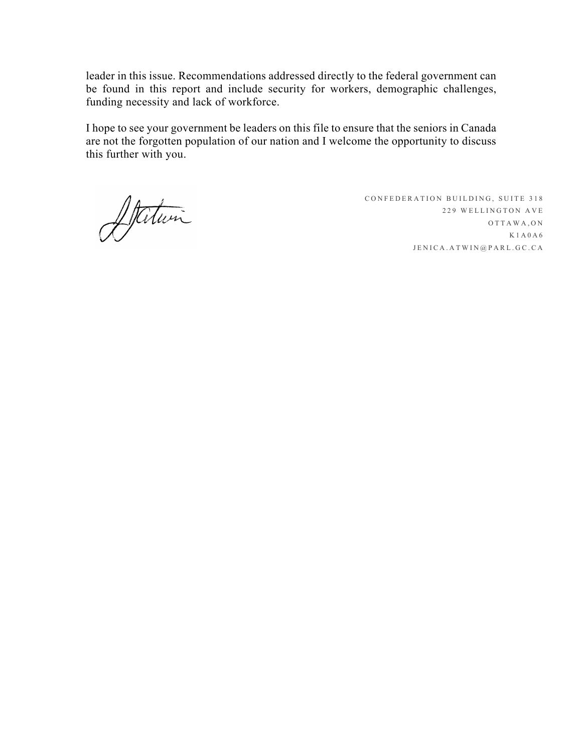leader in this issue. Recommendations addressed directly to the federal government can be found in this report and include security for workers, demographic challenges, funding necessity and lack of workforce.

I hope to see your government be leaders on this file to ensure that the seniors in Canada are not the forgotten population of our nation and I welcome the opportunity to discuss this further with you.

CONFEDERATION BUILDING, SUITE 318
229 WELLINGTON AVE
OTTAWA,ON
K1A0A6
JENICA.ATWIN@PARL.GC.CA